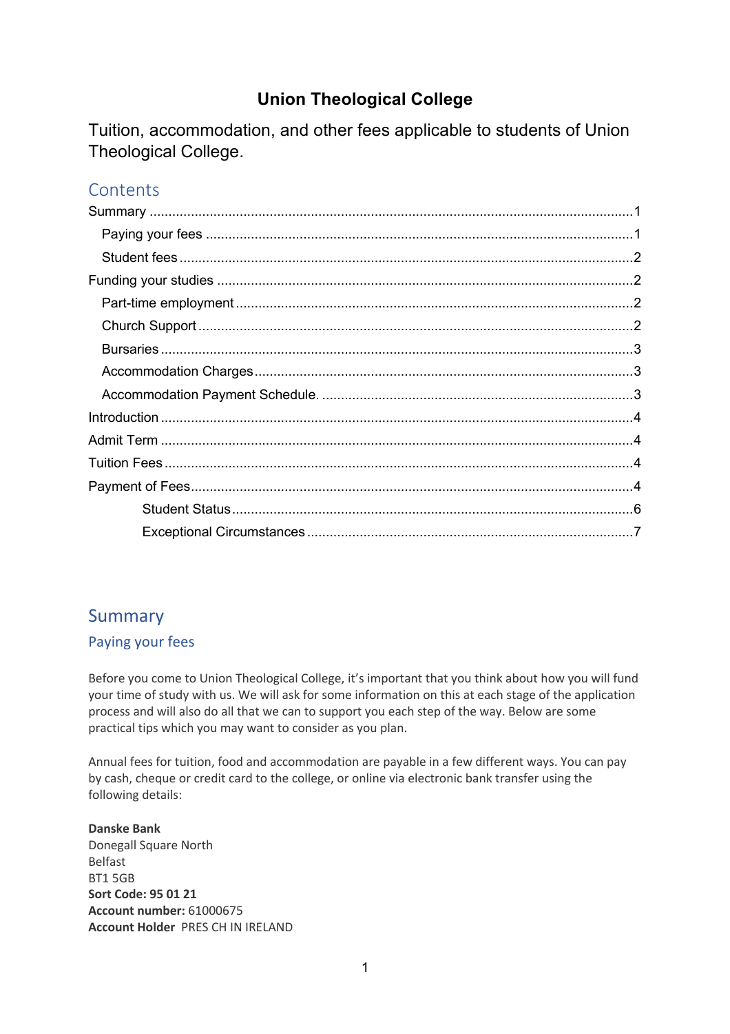# Union Theological College

Tuition, accommodation, and other fees applicable to students of Union Theological College.

## Contents

- Summary ........ 1
  - Paying your fees ........ 1
  - Student fees ........ 2
- Funding your studies ........ 2
  - Part-time employment ........ 2
  - Church Support ........ 2
  - Bursaries ........ 3
  - Accommodation Charges ........ 3
  - Accommodation Payment Schedule. ........ 3
- Introduction ........ 4
- Admit Term ........ 4
- Tuition Fees ........ 4
- Payment of Fees ........ 4
  - Student Status ........ 6
  - Exceptional Circumstances ........ 7

## Summary

### Paying your fees

Before you come to Union Theological College, it's important that you think about how you will fund your time of study with us. We will ask for some information on this at each stage of the application process and will also do all that we can to support you each step of the way. Below are some practical tips which you may want to consider as you plan.

Annual fees for tuition, food and accommodation are payable in a few different ways. You can pay by cash, cheque or credit card to the college, or online via electronic bank transfer using the following details:

**Danske Bank**
Donegall Square North
Belfast
BT1 5GB
**Sort Code: 95 01 21**
**Account number:** 61000675
**Account Holder** PRES CH IN IRELAND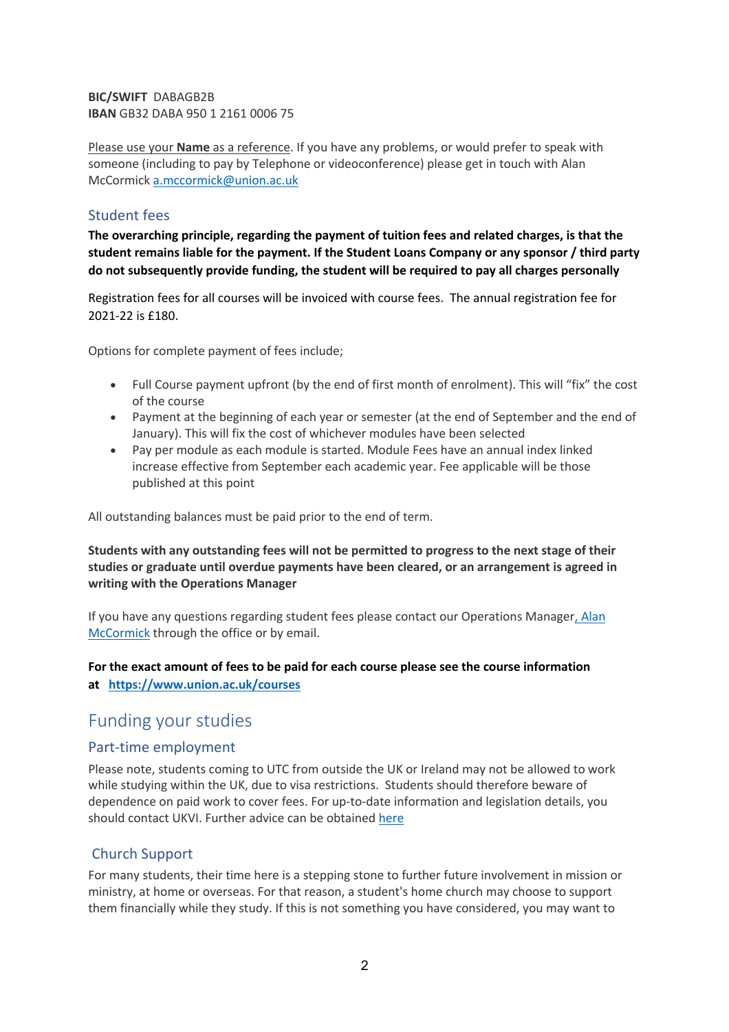**BIC/SWIFT** DABAGB2B
**IBAN** GB32 DABA 950 1 2161 0006 75

Please use your **Name** as a reference. If you have any problems, or would prefer to speak with someone (including to pay by Telephone or videoconference) please get in touch with Alan McCormick a.mccormick@union.ac.uk

## Student fees

**The overarching principle, regarding the payment of tuition fees and related charges, is that the student remains liable for the payment. If the Student Loans Company or any sponsor / third party do not subsequently provide funding, the student will be required to pay all charges personally**

Registration fees for all courses will be invoiced with course fees. The annual registration fee for 2021-22 is £180.

Options for complete payment of fees include;

- Full Course payment upfront (by the end of first month of enrolment). This will "fix" the cost of the course
- Payment at the beginning of each year or semester (at the end of September and the end of January). This will fix the cost of whichever modules have been selected
- Pay per module as each module is started. Module Fees have an annual index linked increase effective from September each academic year. Fee applicable will be those published at this point

All outstanding balances must be paid prior to the end of term.

**Students with any outstanding fees will not be permitted to progress to the next stage of their studies or graduate until overdue payments have been cleared, or an arrangement is agreed in writing with the Operations Manager**

If you have any questions regarding student fees please contact our Operations Manager, Alan McCormick through the office or by email.

**For the exact amount of fees to be paid for each course please see the course information at https://www.union.ac.uk/courses**

# Funding your studies

## Part-time employment

Please note, students coming to UTC from outside the UK or Ireland may not be allowed to work while studying within the UK, due to visa restrictions. Students should therefore beware of dependence on paid work to cover fees. For up-to-date information and legislation details, you should contact UKVI. Further advice can be obtained here

## Church Support

For many students, their time here is a stepping stone to further future involvement in mission or ministry, at home or overseas. For that reason, a student's home church may choose to support them financially while they study. If this is not something you have considered, you may want to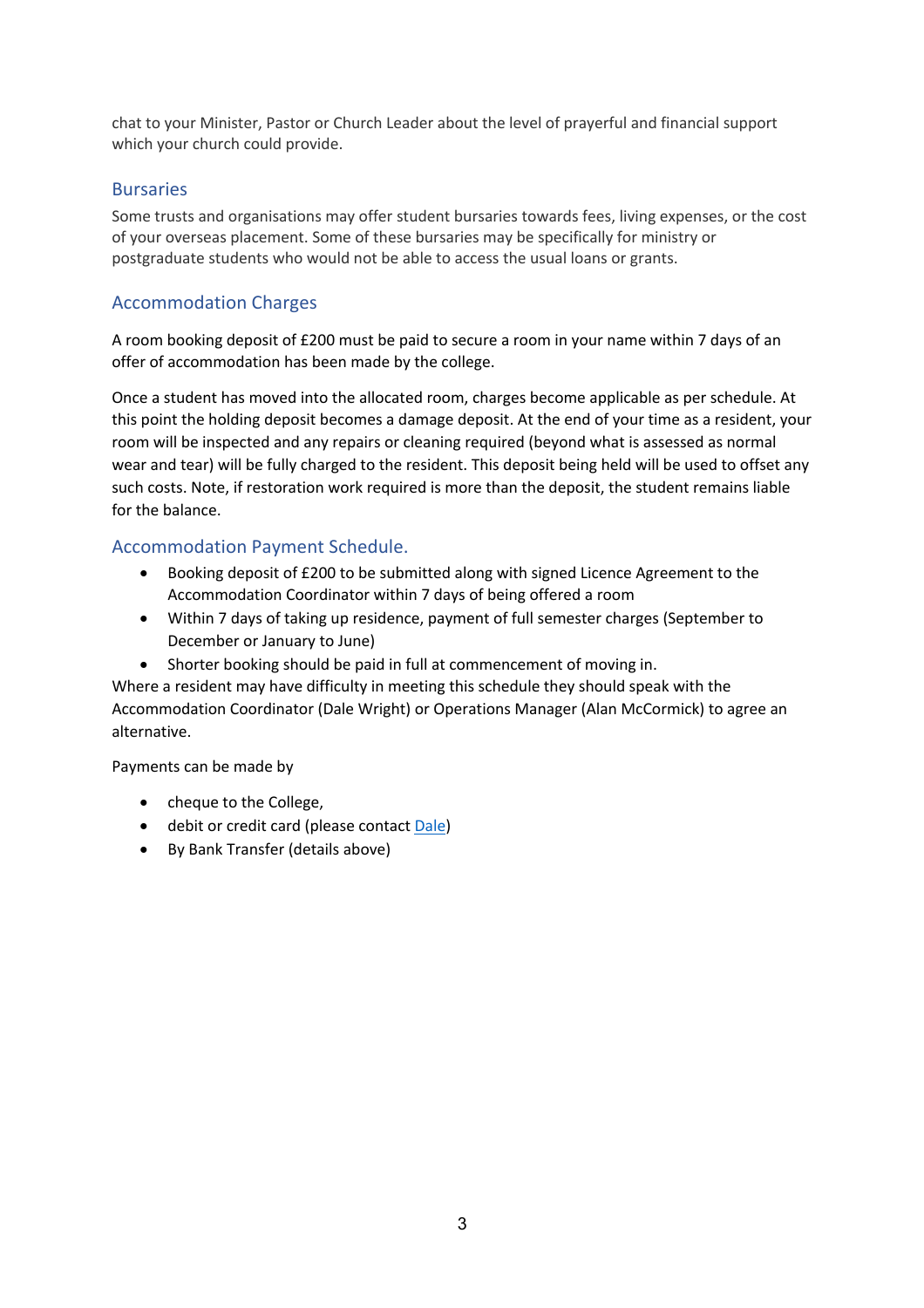chat to your Minister, Pastor or Church Leader about the level of prayerful and financial support which your church could provide.

## Bursaries

Some trusts and organisations may offer student bursaries towards fees, living expenses, or the cost of your overseas placement. Some of these bursaries may be specifically for ministry or postgraduate students who would not be able to access the usual loans or grants.

## Accommodation Charges

A room booking deposit of £200 must be paid to secure a room in your name within 7 days of an offer of accommodation has been made by the college.

Once a student has moved into the allocated room, charges become applicable as per schedule. At this point the holding deposit becomes a damage deposit. At the end of your time as a resident, your room will be inspected and any repairs or cleaning required (beyond what is assessed as normal wear and tear) will be fully charged to the resident. This deposit being held will be used to offset any such costs. Note, if restoration work required is more than the deposit, the student remains liable for the balance.

## Accommodation Payment Schedule.

- Booking deposit of £200 to be submitted along with signed Licence Agreement to the Accommodation Coordinator within 7 days of being offered a room
- Within 7 days of taking up residence, payment of full semester charges (September to December or January to June)
- Shorter booking should be paid in full at commencement of moving in.

Where a resident may have difficulty in meeting this schedule they should speak with the Accommodation Coordinator (Dale Wright) or Operations Manager (Alan McCormick) to agree an alternative.

Payments can be made by

- cheque to the College,
- debit or credit card (please contact Dale)
- By Bank Transfer (details above)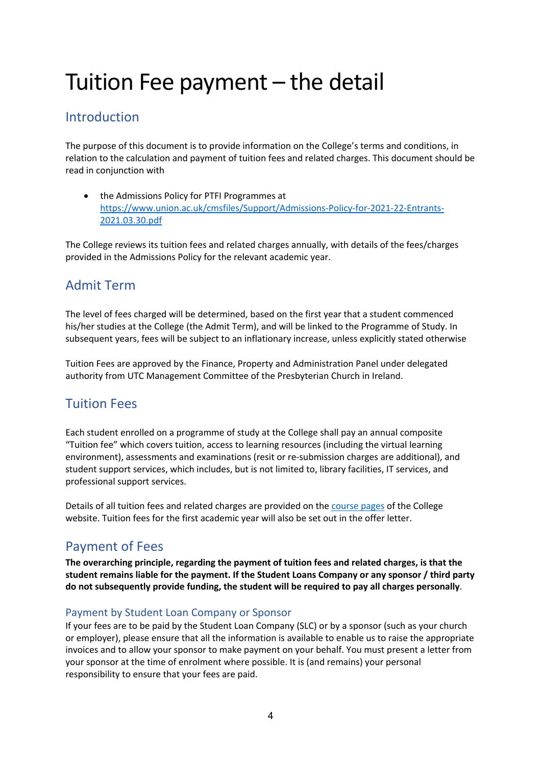# Tuition Fee payment – the detail

## Introduction

The purpose of this document is to provide information on the College's terms and conditions, in relation to the calculation and payment of tuition fees and related charges. This document should be read in conjunction with

- the Admissions Policy for PTFI Programmes at [https://www.union.ac.uk/cmsfiles/Support/Admissions-Policy-for-2021-22-Entrants-2021.03.30.pdf](https://www.union.ac.uk/cmsfiles/Support/Admissions-Policy-for-2021-22-Entrants-2021.03.30.pdf)

The College reviews its tuition fees and related charges annually, with details of the fees/charges provided in the Admissions Policy for the relevant academic year.

## Admit Term

The level of fees charged will be determined, based on the first year that a student commenced his/her studies at the College (the Admit Term), and will be linked to the Programme of Study. In subsequent years, fees will be subject to an inflationary increase, unless explicitly stated otherwise

Tuition Fees are approved by the Finance, Property and Administration Panel under delegated authority from UTC Management Committee of the Presbyterian Church in Ireland.

## Tuition Fees

Each student enrolled on a programme of study at the College shall pay an annual composite "Tuition fee" which covers tuition, access to learning resources (including the virtual learning environment), assessments and examinations (resit or re-submission charges are additional), and student support services, which includes, but is not limited to, library facilities, IT services, and professional support services.

Details of all tuition fees and related charges are provided on the course pages of the College website. Tuition fees for the first academic year will also be set out in the offer letter.

## Payment of Fees

**The overarching principle, regarding the payment of tuition fees and related charges, is that the student remains liable for the payment. If the Student Loans Company or any sponsor / third party do not subsequently provide funding, the student will be required to pay all charges personally**.

### Payment by Student Loan Company or Sponsor

If your fees are to be paid by the Student Loan Company (SLC) or by a sponsor (such as your church or employer), please ensure that all the information is available to enable us to raise the appropriate invoices and to allow your sponsor to make payment on your behalf. You must present a letter from your sponsor at the time of enrolment where possible. It is (and remains) your personal responsibility to ensure that your fees are paid.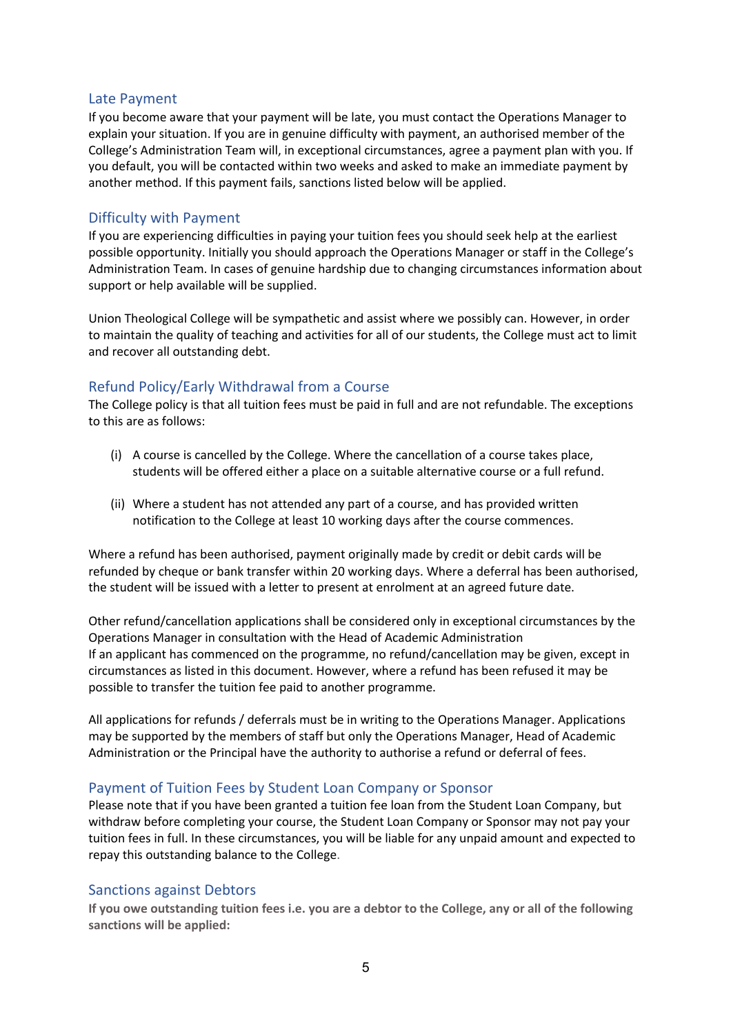## Late Payment

If you become aware that your payment will be late, you must contact the Operations Manager to explain your situation. If you are in genuine difficulty with payment, an authorised member of the College's Administration Team will, in exceptional circumstances, agree a payment plan with you. If you default, you will be contacted within two weeks and asked to make an immediate payment by another method. If this payment fails, sanctions listed below will be applied.

## Difficulty with Payment

If you are experiencing difficulties in paying your tuition fees you should seek help at the earliest possible opportunity. Initially you should approach the Operations Manager or staff in the College's Administration Team. In cases of genuine hardship due to changing circumstances information about support or help available will be supplied.

Union Theological College will be sympathetic and assist where we possibly can. However, in order to maintain the quality of teaching and activities for all of our students, the College must act to limit and recover all outstanding debt.

## Refund Policy/Early Withdrawal from a Course

The College policy is that all tuition fees must be paid in full and are not refundable. The exceptions to this are as follows:

(i) A course is cancelled by the College. Where the cancellation of a course takes place, students will be offered either a place on a suitable alternative course or a full refund.

(ii) Where a student has not attended any part of a course, and has provided written notification to the College at least 10 working days after the course commences.

Where a refund has been authorised, payment originally made by credit or debit cards will be refunded by cheque or bank transfer within 20 working days. Where a deferral has been authorised, the student will be issued with a letter to present at enrolment at an agreed future date.

Other refund/cancellation applications shall be considered only in exceptional circumstances by the Operations Manager in consultation with the Head of Academic Administration
If an applicant has commenced on the programme, no refund/cancellation may be given, except in circumstances as listed in this document. However, where a refund has been refused it may be possible to transfer the tuition fee paid to another programme.

All applications for refunds / deferrals must be in writing to the Operations Manager. Applications may be supported by the members of staff but only the Operations Manager, Head of Academic Administration or the Principal have the authority to authorise a refund or deferral of fees.

## Payment of Tuition Fees by Student Loan Company or Sponsor

Please note that if you have been granted a tuition fee loan from the Student Loan Company, but withdraw before completing your course, the Student Loan Company or Sponsor may not pay your tuition fees in full. In these circumstances, you will be liable for any unpaid amount and expected to repay this outstanding balance to the College.

## Sanctions against Debtors

**If you owe outstanding tuition fees i.e. you are a debtor to the College, any or all of the following sanctions will be applied:**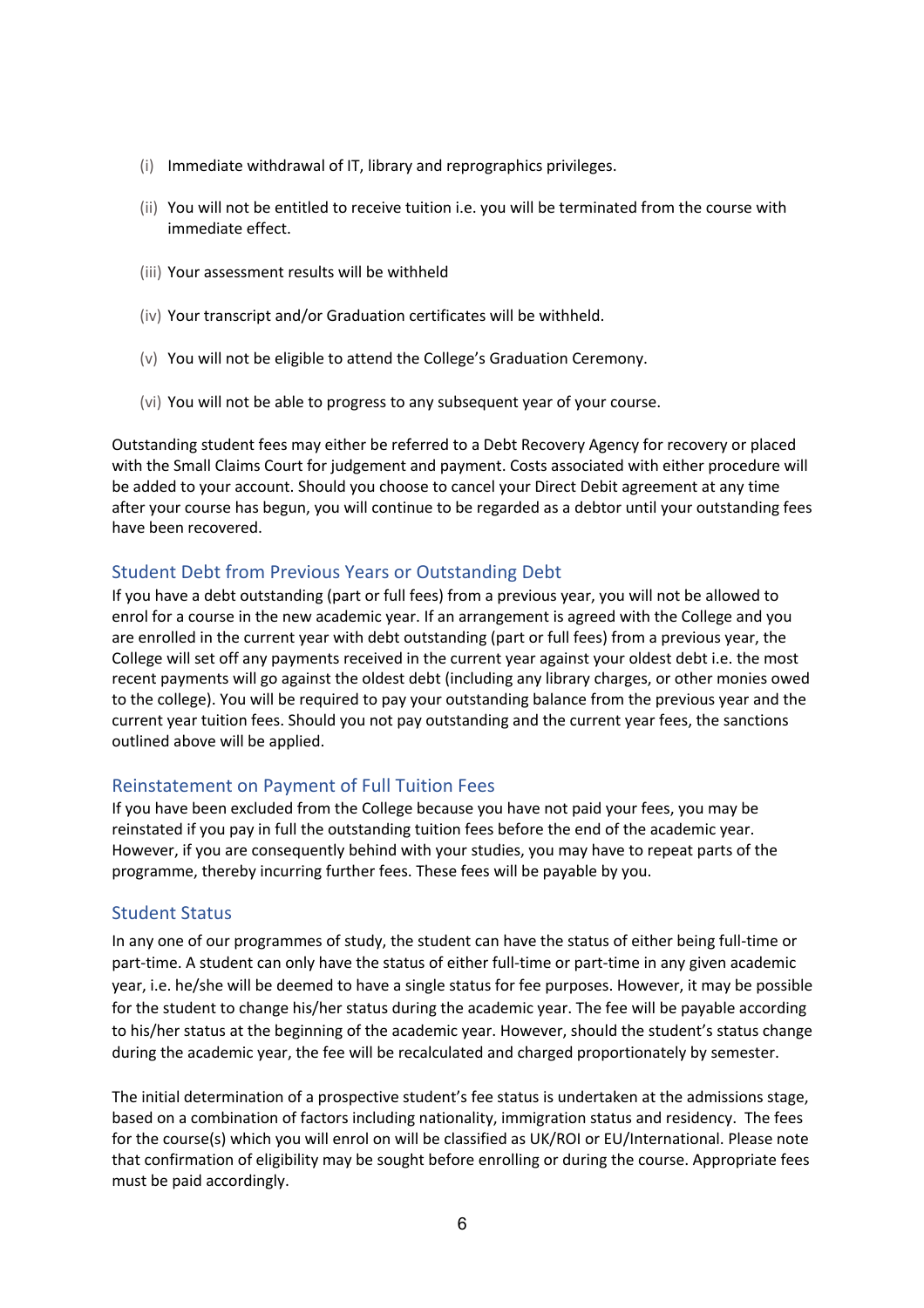(i) Immediate withdrawal of IT, library and reprographics privileges.

(ii) You will not be entitled to receive tuition i.e. you will be terminated from the course with immediate effect.

(iii) Your assessment results will be withheld

(iv) Your transcript and/or Graduation certificates will be withheld.

(v) You will not be eligible to attend the College's Graduation Ceremony.

(vi) You will not be able to progress to any subsequent year of your course.

Outstanding student fees may either be referred to a Debt Recovery Agency for recovery or placed with the Small Claims Court for judgement and payment. Costs associated with either procedure will be added to your account. Should you choose to cancel your Direct Debit agreement at any time after your course has begun, you will continue to be regarded as a debtor until your outstanding fees have been recovered.

## Student Debt from Previous Years or Outstanding Debt

If you have a debt outstanding (part or full fees) from a previous year, you will not be allowed to enrol for a course in the new academic year. If an arrangement is agreed with the College and you are enrolled in the current year with debt outstanding (part or full fees) from a previous year, the College will set off any payments received in the current year against your oldest debt i.e. the most recent payments will go against the oldest debt (including any library charges, or other monies owed to the college). You will be required to pay your outstanding balance from the previous year and the current year tuition fees. Should you not pay outstanding and the current year fees, the sanctions outlined above will be applied.

## Reinstatement on Payment of Full Tuition Fees

If you have been excluded from the College because you have not paid your fees, you may be reinstated if you pay in full the outstanding tuition fees before the end of the academic year. However, if you are consequently behind with your studies, you may have to repeat parts of the programme, thereby incurring further fees. These fees will be payable by you.

## Student Status

In any one of our programmes of study, the student can have the status of either being full-time or part-time. A student can only have the status of either full-time or part-time in any given academic year, i.e. he/she will be deemed to have a single status for fee purposes. However, it may be possible for the student to change his/her status during the academic year. The fee will be payable according to his/her status at the beginning of the academic year. However, should the student's status change during the academic year, the fee will be recalculated and charged proportionately by semester.

The initial determination of a prospective student's fee status is undertaken at the admissions stage, based on a combination of factors including nationality, immigration status and residency. The fees for the course(s) which you will enrol on will be classified as UK/ROI or EU/International. Please note that confirmation of eligibility may be sought before enrolling or during the course. Appropriate fees must be paid accordingly.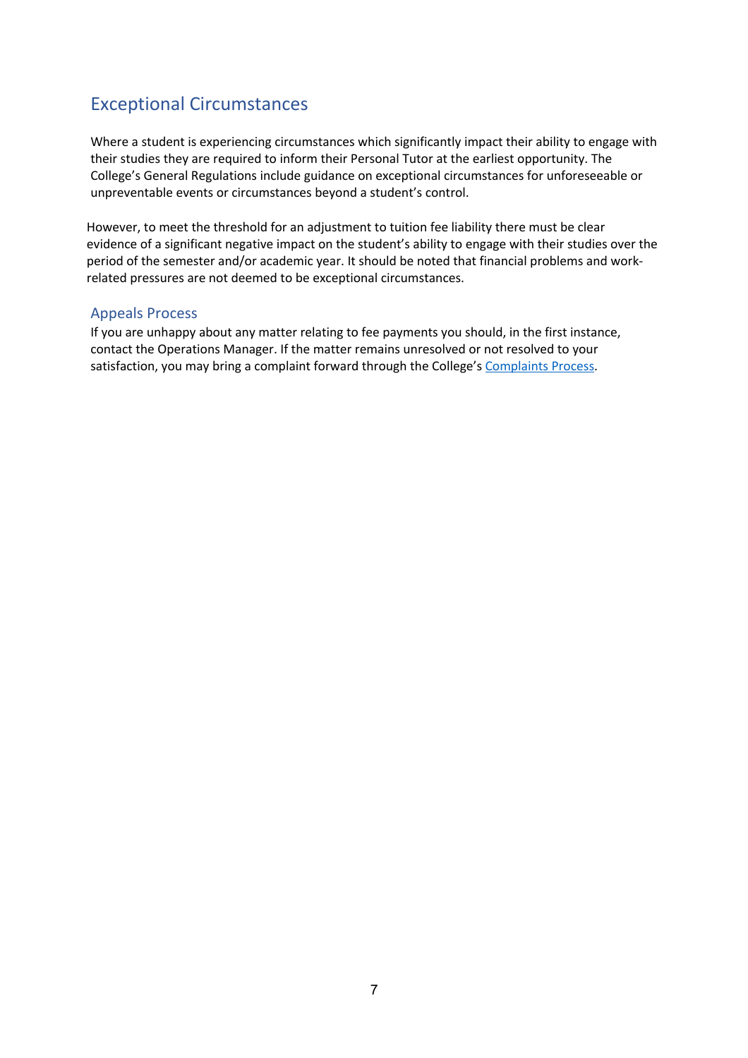## Exceptional Circumstances

Where a student is experiencing circumstances which significantly impact their ability to engage with their studies they are required to inform their Personal Tutor at the earliest opportunity. The College's General Regulations include guidance on exceptional circumstances for unforeseeable or unpreventable events or circumstances beyond a student's control.

However, to meet the threshold for an adjustment to tuition fee liability there must be clear evidence of a significant negative impact on the student's ability to engage with their studies over the period of the semester and/or academic year. It should be noted that financial problems and work-related pressures are not deemed to be exceptional circumstances.

### Appeals Process

If you are unhappy about any matter relating to fee payments you should, in the first instance, contact the Operations Manager. If the matter remains unresolved or not resolved to your satisfaction, you may bring a complaint forward through the College's Complaints Process.